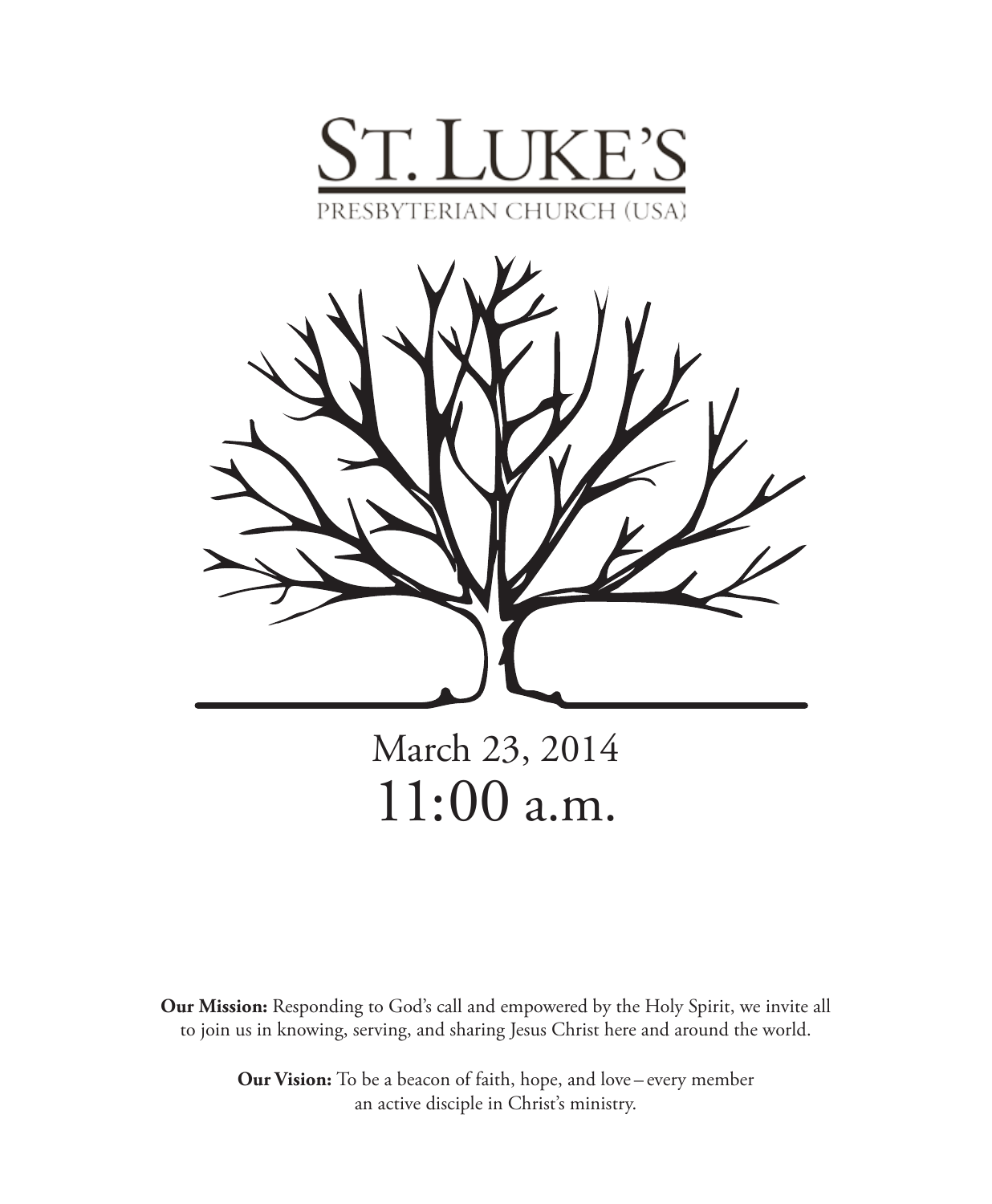# ST. LUKE'S

PRESBYTERIAN CHURCH (USA)

March 23, 2014

11:00 a.m.

**Our Mission:** Responding to God's call and empowered by the Holy Spirit, we invite all to join us in knowing, serving, and sharing Jesus Christ here and around the world.

**Our Vision:** To be a beacon of faith, hope, and love – every member an active disciple in Christ's ministry.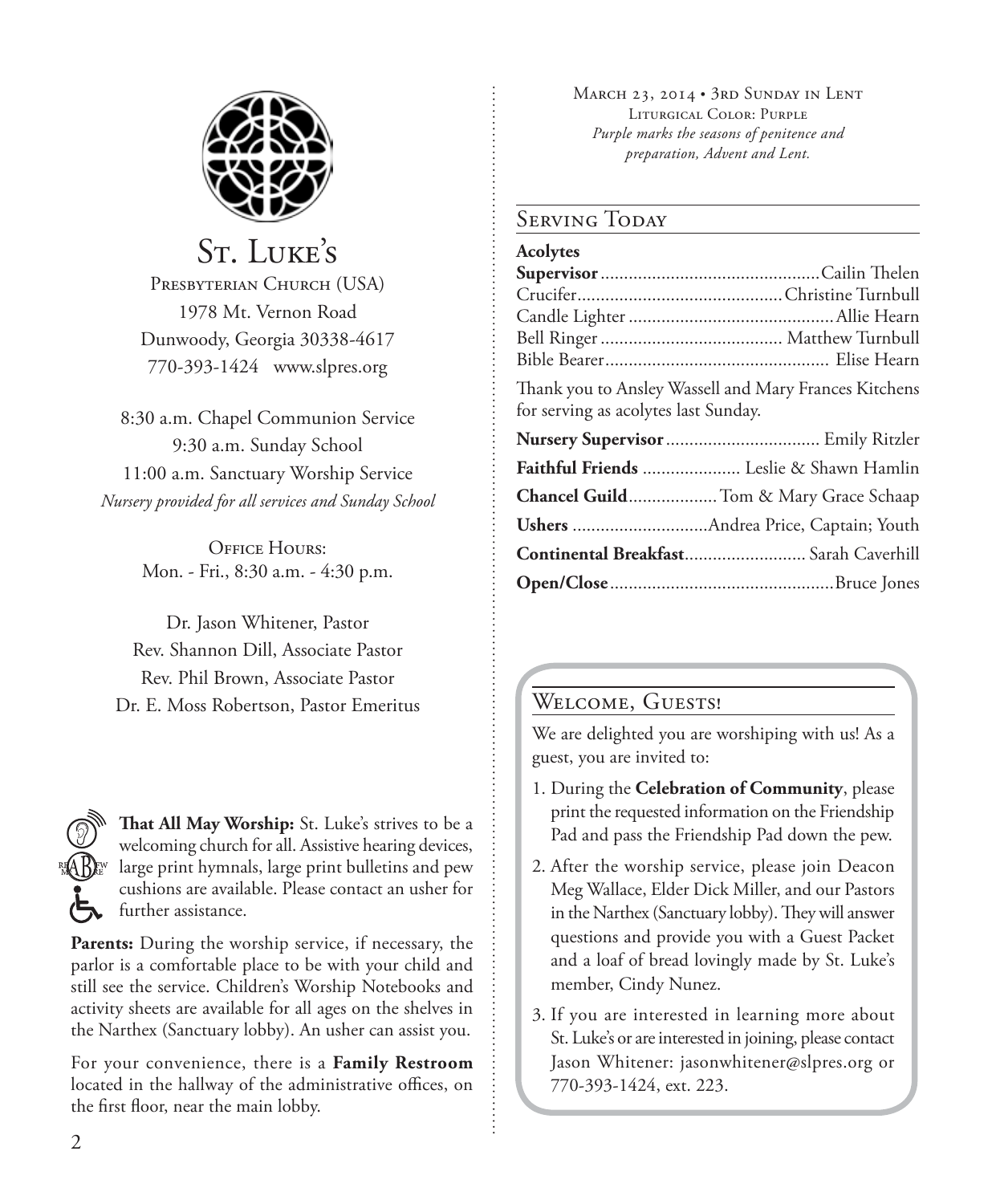# St. Luke's

Presbyterian Church (USA)
1978 Mt. Vernon Road
Dunwoody, Georgia 30338-4617
770-393-1424 www.slpres.org

8:30 a.m. Chapel Communion Service
9:30 a.m. Sunday School
11:00 a.m. Sanctuary Worship Service
*Nursery provided for all services and Sunday School*

Office Hours:
Mon. - Fri., 8:30 a.m. - 4:30 p.m.

Dr. Jason Whitener, Pastor
Rev. Shannon Dill, Associate Pastor
Rev. Phil Brown, Associate Pastor
Dr. E. Moss Robertson, Pastor Emeritus

**That All May Worship:** St. Luke's strives to be a welcoming church for all. Assistive hearing devices, large print hymnals, large print bulletins and pew cushions are available. Please contact an usher for further assistance.

**Parents:** During the worship service, if necessary, the parlor is a comfortable place to be with your child and still see the service. Children's Worship Notebooks and activity sheets are available for all ages on the shelves in the Narthex (Sanctuary lobby). An usher can assist you.

For your convenience, there is a **Family Restroom** located in the hallway of the administrative offices, on the first floor, near the main lobby.

March 23, 2014 • 3rd Sunday in Lent
Liturgical Color: Purple
*Purple marks the seasons of penitence and preparation, Advent and Lent.*

## Serving Today

**Acolytes**

**Supervisor** ............ Cailin Thelen
Crucifer ............ Christine Turnbull
Candle Lighter ............ Allie Hearn
Bell Ringer ............ Matthew Turnbull
Bible Bearer ............ Elise Hearn

Thank you to Ansley Wassell and Mary Frances Kitchens for serving as acolytes last Sunday.

**Nursery Supervisor** ............ Emily Ritzler
**Faithful Friends** ............ Leslie & Shawn Hamlin
**Chancel Guild** ............ Tom & Mary Grace Schaap
**Ushers** ............ Andrea Price, Captain; Youth
**Continental Breakfast** ............ Sarah Caverhill
**Open/Close** ............ Bruce Jones

## Welcome, Guests!

We are delighted you are worshiping with us! As a guest, you are invited to:

1. During the **Celebration of Community**, please print the requested information on the Friendship Pad and pass the Friendship Pad down the pew.
2. After the worship service, please join Deacon Meg Wallace, Elder Dick Miller, and our Pastors in the Narthex (Sanctuary lobby). They will answer questions and provide you with a Guest Packet and a loaf of bread lovingly made by St. Luke's member, Cindy Nunez.
3. If you are interested in learning more about St. Luke's or are interested in joining, please contact Jason Whitener: jasonwhitener@slpres.org or 770-393-1424, ext. 223.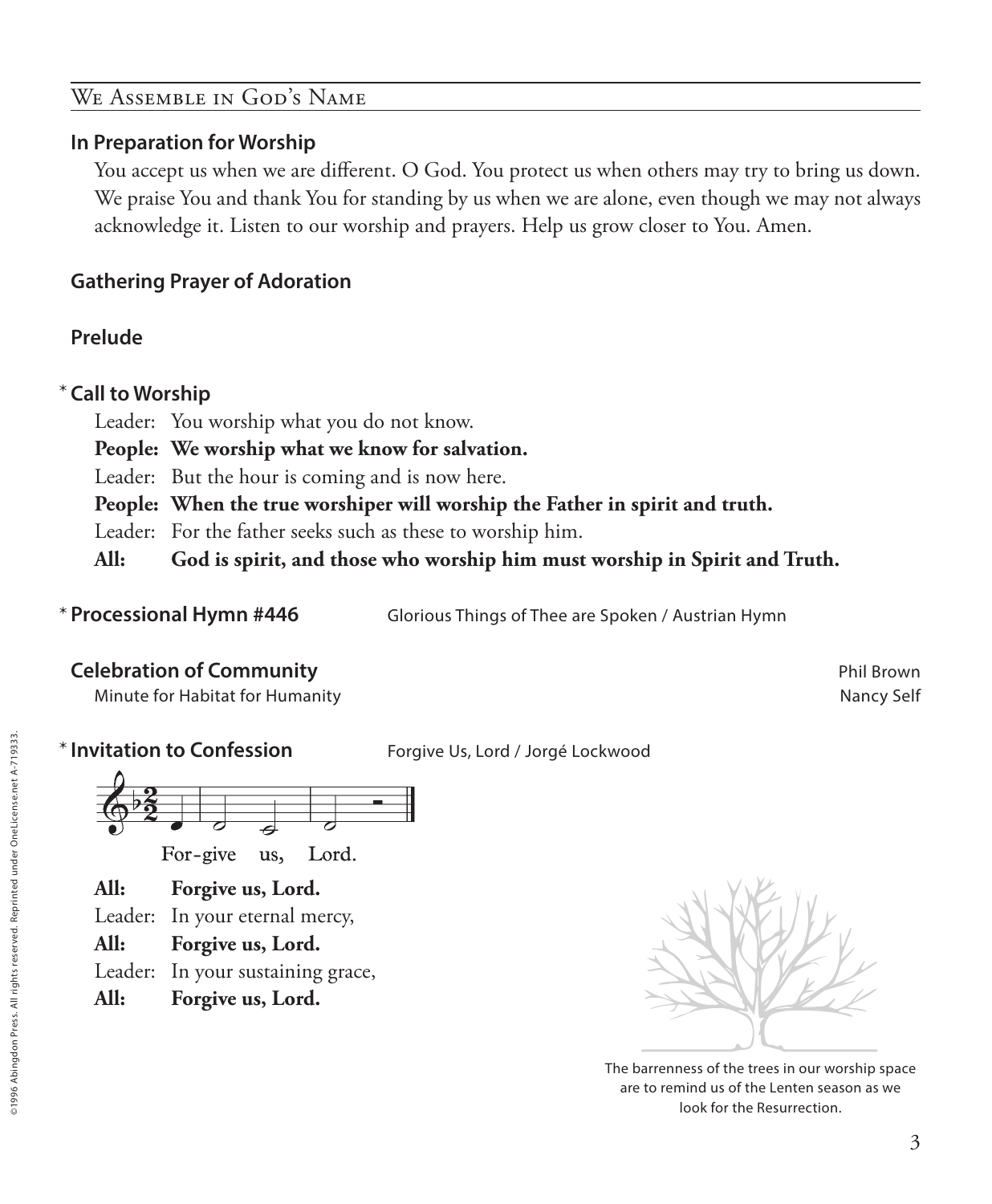## We Assemble in God's Name

**In Preparation for Worship**

You accept us when we are different. O God. You protect us when others may try to bring us down. We praise You and thank You for standing by us when we are alone, even though we may not always acknowledge it. Listen to our worship and prayers. Help us grow closer to You. Amen.

**Gathering Prayer of Adoration**

**Prelude**

\* **Call to Worship**

Leader: You worship what you do not know.

**People: We worship what we know for salvation.**

Leader: But the hour is coming and is now here.

**People: When the true worshiper will worship the Father in spirit and truth.**

Leader: For the father seeks such as these to worship him.

**All: God is spirit, and those who worship him must worship in Spirit and Truth.**

\* **Processional Hymn #446** Glorious Things of Thee are Spoken / Austrian Hymn

**Celebration of Community** Phil Brown

Minute for Habitat for Humanity Nancy Self

\* **Invitation to Confession** Forgive Us, Lord / Jorgé Lockwood

For-give us, Lord.

**All: Forgive us, Lord.**

Leader: In your eternal mercy,

**All: Forgive us, Lord.**

Leader: In your sustaining grace,

**All: Forgive us, Lord.**

The barrenness of the trees in our worship space are to remind us of the Lenten season as we look for the Resurrection.

©1996 Abingdon Press. All rights reserved. Reprinted under OneLicense.net A-719333.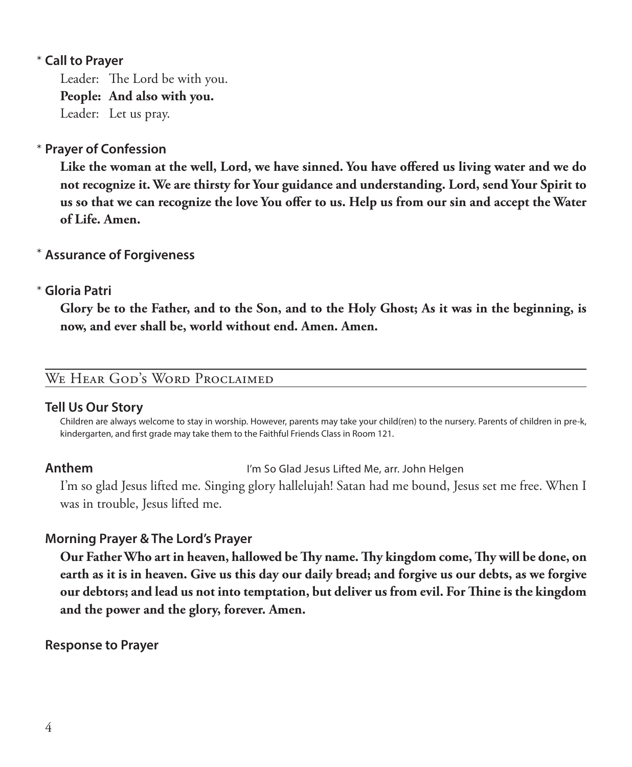\* **Call to Prayer**

Leader: The Lord be with you.
**People: And also with you.**
Leader: Let us pray.

\* **Prayer of Confession**

**Like the woman at the well, Lord, we have sinned. You have offered us living water and we do not recognize it. We are thirsty for Your guidance and understanding. Lord, send Your Spirit to us so that we can recognize the love You offer to us. Help us from our sin and accept the Water of Life. Amen.**

\* **Assurance of Forgiveness**

\* **Gloria Patri**

**Glory be to the Father, and to the Son, and to the Holy Ghost; As it was in the beginning, is now, and ever shall be, world without end. Amen. Amen.**

## We Hear God's Word Proclaimed

**Tell Us Our Story**

Children are always welcome to stay in worship. However, parents may take your child(ren) to the nursery. Parents of children in pre-k, kindergarten, and first grade may take them to the Faithful Friends Class in Room 121.

**Anthem** I'm So Glad Jesus Lifted Me, arr. John Helgen

I'm so glad Jesus lifted me. Singing glory hallelujah! Satan had me bound, Jesus set me free. When I was in trouble, Jesus lifted me.

**Morning Prayer & The Lord's Prayer**

**Our Father Who art in heaven, hallowed be Thy name. Thy kingdom come, Thy will be done, on earth as it is in heaven. Give us this day our daily bread; and forgive us our debts, as we forgive our debtors; and lead us not into temptation, but deliver us from evil. For Thine is the kingdom and the power and the glory, forever. Amen.**

**Response to Prayer**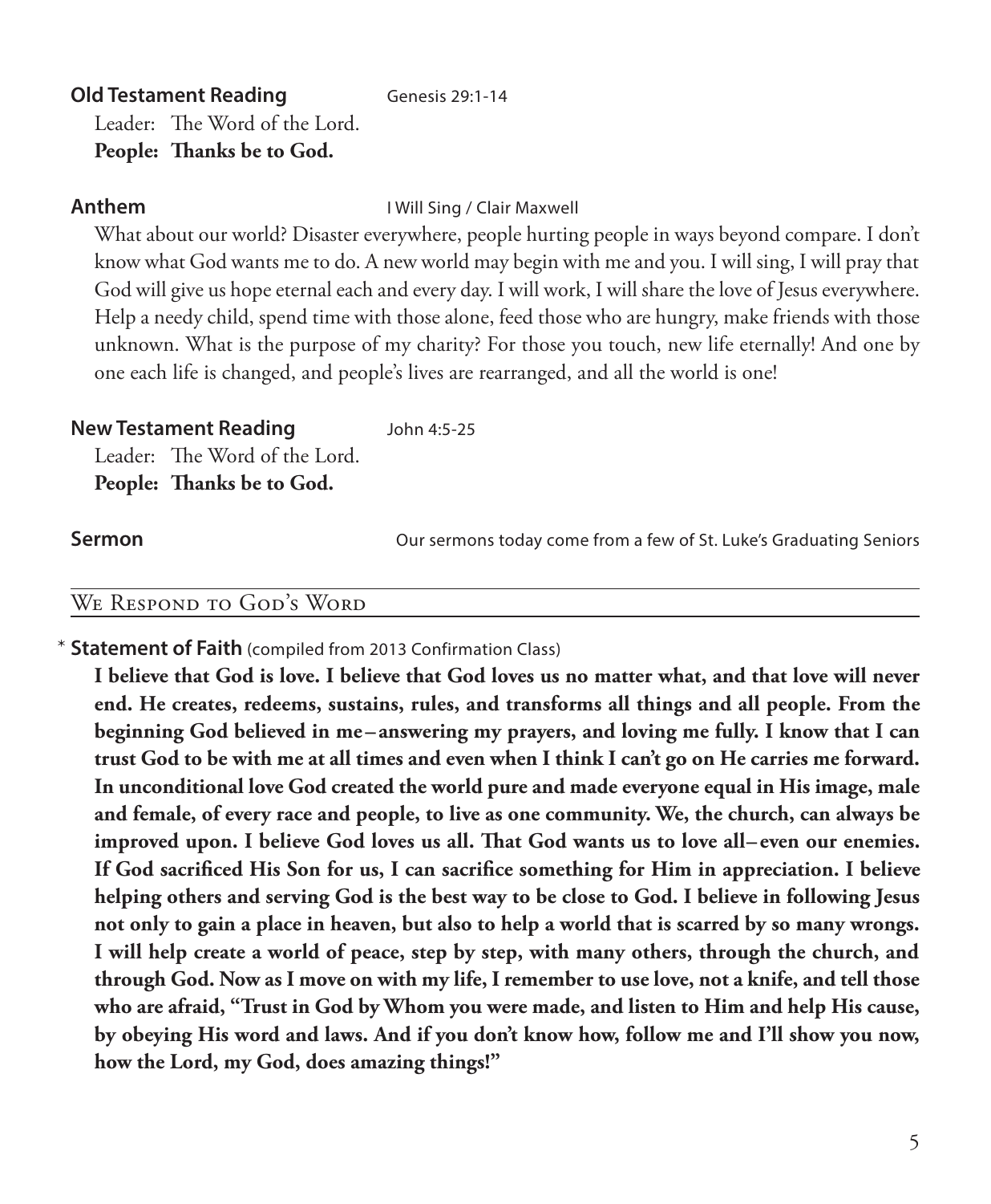**Old Testament Reading** Genesis 29:1-14

Leader: The Word of the Lord.
**People: Thanks be to God.**

**Anthem** I Will Sing / Clair Maxwell

What about our world? Disaster everywhere, people hurting people in ways beyond compare. I don't know what God wants me to do. A new world may begin with me and you. I will sing, I will pray that God will give us hope eternal each and every day. I will work, I will share the love of Jesus everywhere. Help a needy child, spend time with those alone, feed those who are hungry, make friends with those unknown. What is the purpose of my charity? For those you touch, new life eternally! And one by one each life is changed, and people's lives are rearranged, and all the world is one!

**New Testament Reading** John 4:5-25

Leader: The Word of the Lord.
**People: Thanks be to God.**

**Sermon** Our sermons today come from a few of St. Luke's Graduating Seniors

## We Respond to God's Word

\* **Statement of Faith** (compiled from 2013 Confirmation Class)

**I believe that God is love. I believe that God loves us no matter what, and that love will never end. He creates, redeems, sustains, rules, and transforms all things and all people. From the beginning God believed in me – answering my prayers, and loving me fully. I know that I can trust God to be with me at all times and even when I think I can't go on He carries me forward. In unconditional love God created the world pure and made everyone equal in His image, male and female, of every race and people, to live as one community. We, the church, can always be improved upon. I believe God loves us all. That God wants us to love all – even our enemies. If God sacrificed His Son for us, I can sacrifice something for Him in appreciation. I believe helping others and serving God is the best way to be close to God. I believe in following Jesus not only to gain a place in heaven, but also to help a world that is scarred by so many wrongs. I will help create a world of peace, step by step, with many others, through the church, and through God. Now as I move on with my life, I remember to use love, not a knife, and tell those who are afraid, "Trust in God by Whom you were made, and listen to Him and help His cause, by obeying His word and laws. And if you don't know how, follow me and I'll show you now, how the Lord, my God, does amazing things!"**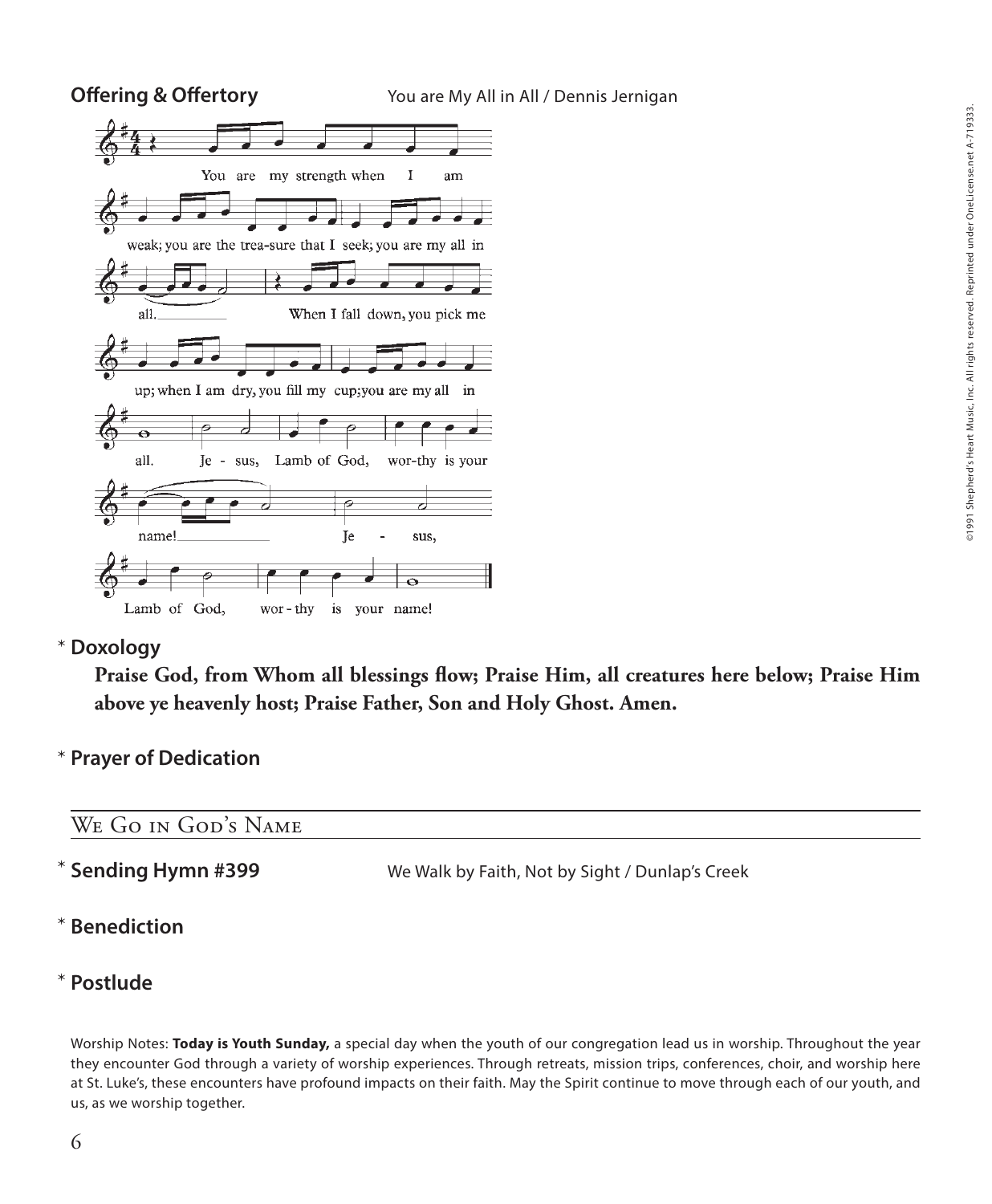**Offering & Offertory** You are My All in All / Dennis Jernigan

You are my strength when I am weak; you are the trea-sure that I seek; you are my all in all. When I fall down, you pick me up; when I am dry, you fill my cup; you are my all in all. Je - sus, Lamb of God, wor-thy is your name! Je - sus, Lamb of God, wor - thy is your name!

©1991 Shepherd's Heart Music, Inc. All rights reserved. Reprinted under OneLicense.net A-719333.

\* **Doxology**

**Praise God, from Whom all blessings flow; Praise Him, all creatures here below; Praise Him above ye heavenly host; Praise Father, Son and Holy Ghost. Amen.**

\* **Prayer of Dedication**

## We Go in God's Name

\* **Sending Hymn #399** We Walk by Faith, Not by Sight / Dunlap's Creek

\* **Benediction**

\* **Postlude**

Worship Notes: **Today is Youth Sunday,** a special day when the youth of our congregation lead us in worship. Throughout the year they encounter God through a variety of worship experiences. Through retreats, mission trips, conferences, choir, and worship here at St. Luke's, these encounters have profound impacts on their faith. May the Spirit continue to move through each of our youth, and us, as we worship together.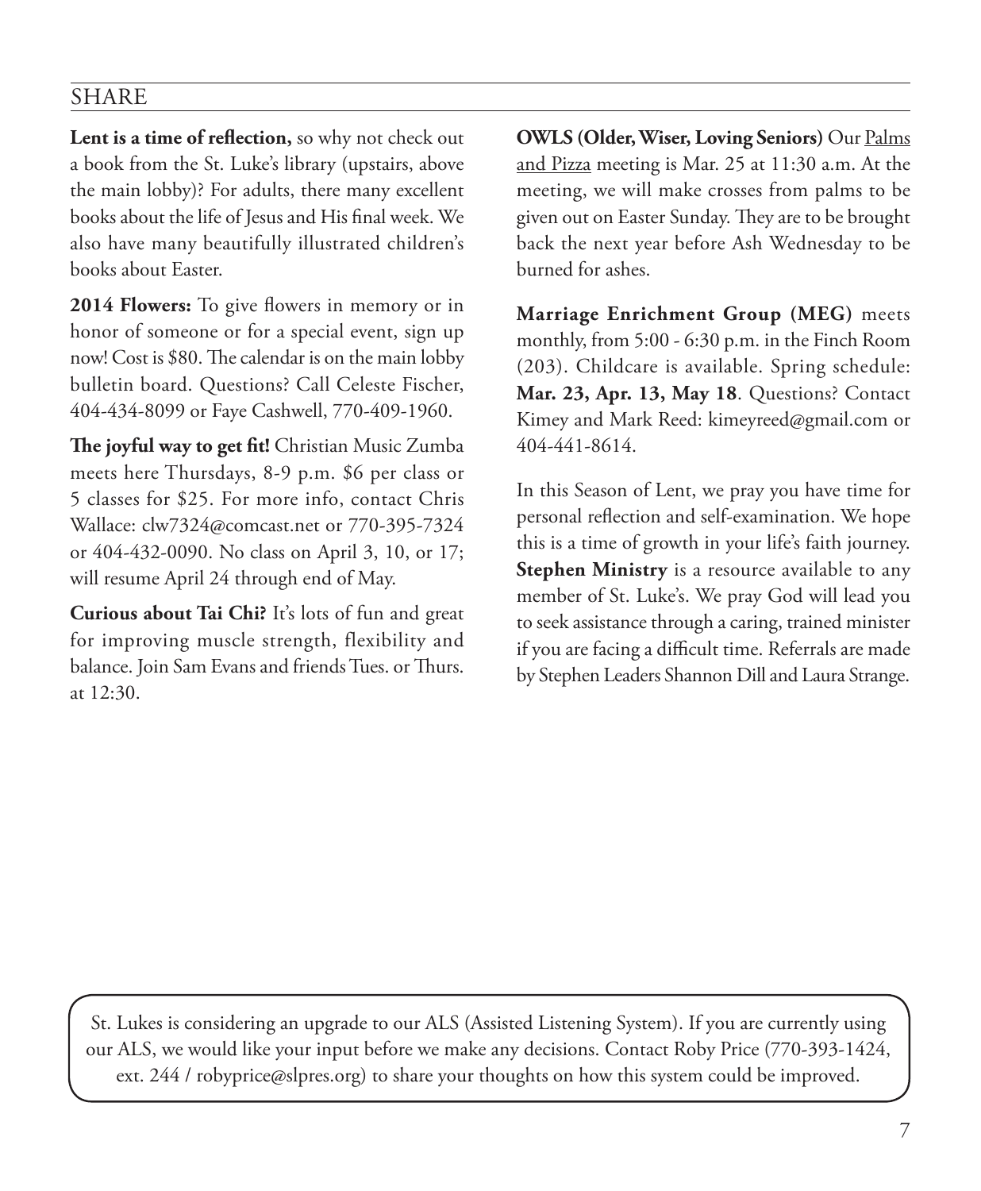## SHARE

**Lent is a time of reflection,** so why not check out a book from the St. Luke's library (upstairs, above the main lobby)? For adults, there many excellent books about the life of Jesus and His final week. We also have many beautifully illustrated children's books about Easter.

**2014 Flowers:** To give flowers in memory or in honor of someone or for a special event, sign up now! Cost is $80. The calendar is on the main lobby bulletin board. Questions? Call Celeste Fischer, 404-434-8099 or Faye Cashwell, 770-409-1960.

**The joyful way to get fit!** Christian Music Zumba meets here Thursdays, 8-9 p.m. $6 per class or 5 classes for $25. For more info, contact Chris Wallace: clw7324@comcast.net or 770-395-7324 or 404-432-0090. No class on April 3, 10, or 17; will resume April 24 through end of May.

**Curious about Tai Chi?** It's lots of fun and great for improving muscle strength, flexibility and balance. Join Sam Evans and friends Tues. or Thurs. at 12:30.

**OWLS (Older, Wiser, Loving Seniors)** Our Palms and Pizza meeting is Mar. 25 at 11:30 a.m. At the meeting, we will make crosses from palms to be given out on Easter Sunday. They are to be brought back the next year before Ash Wednesday to be burned for ashes.

**Marriage Enrichment Group (MEG)** meets monthly, from 5:00 - 6:30 p.m. in the Finch Room (203). Childcare is available. Spring schedule: **Mar. 23, Apr. 13, May 18**. Questions? Contact Kimey and Mark Reed: kimeyreed@gmail.com or 404-441-8614.

In this Season of Lent, we pray you have time for personal reflection and self-examination. We hope this is a time of growth in your life's faith journey. **Stephen Ministry** is a resource available to any member of St. Luke's. We pray God will lead you to seek assistance through a caring, trained minister if you are facing a difficult time. Referrals are made by Stephen Leaders Shannon Dill and Laura Strange.

St. Lukes is considering an upgrade to our ALS (Assisted Listening System). If you are currently using our ALS, we would like your input before we make any decisions. Contact Roby Price (770-393-1424, ext. 244 / robyprice@slpres.org) to share your thoughts on how this system could be improved.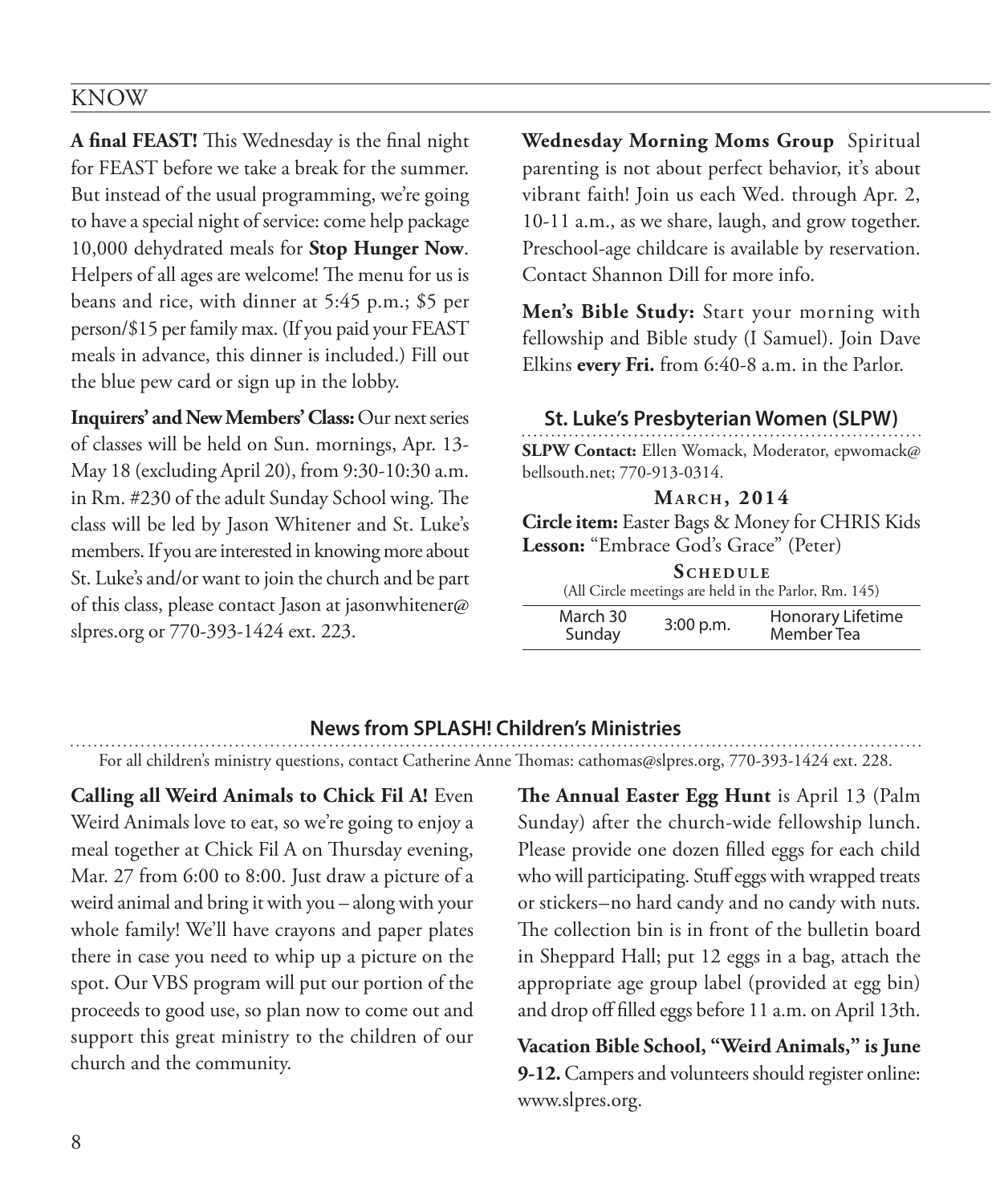## KNOW

**A final FEAST!** This Wednesday is the final night for FEAST before we take a break for the summer. But instead of the usual programming, we're going to have a special night of service: come help package 10,000 dehydrated meals for **Stop Hunger Now**. Helpers of all ages are welcome! The menu for us is beans and rice, with dinner at 5:45 p.m.; $5 per person/$15 per family max. (If you paid your FEAST meals in advance, this dinner is included.) Fill out the blue pew card or sign up in the lobby.

**Inquirers' and New Members' Class:** Our next series of classes will be held on Sun. mornings, Apr. 13-May 18 (excluding April 20), from 9:30-10:30 a.m. in Rm. #230 of the adult Sunday School wing. The class will be led by Jason Whitener and St. Luke's members. If you are interested in knowing more about St. Luke's and/or want to join the church and be part of this class, please contact Jason at jasonwhitener@slpres.org or 770-393-1424 ext. 223.

**Wednesday Morning Moms Group** Spiritual parenting is not about perfect behavior, it's about vibrant faith! Join us each Wed. through Apr. 2, 10-11 a.m., as we share, laugh, and grow together. Preschool-age childcare is available by reservation. Contact Shannon Dill for more info.

**Men's Bible Study:** Start your morning with fellowship and Bible study (I Samuel). Join Dave Elkins **every Fri.** from 6:40-8 a.m. in the Parlor.

### St. Luke's Presbyterian Women (SLPW)

**SLPW Contact:** Ellen Womack, Moderator, epwomack@bellsouth.net; 770-913-0314.

**March, 2014**

**Circle item:** Easter Bags & Money for CHRIS Kids
**Lesson:** "Embrace God's Grace" (Peter)

**Schedule**
(All Circle meetings are held in the Parlor, Rm. 145)

| | | |
|---|---|---|
| March 30 Sunday | 3:00 p.m. | Honorary Lifetime Member Tea |

### News from SPLASH! Children's Ministries

For all children's ministry questions, contact Catherine Anne Thomas: cathomas@slpres.org, 770-393-1424 ext. 228.

**Calling all Weird Animals to Chick Fil A!** Even Weird Animals love to eat, so we're going to enjoy a meal together at Chick Fil A on Thursday evening, Mar. 27 from 6:00 to 8:00. Just draw a picture of a weird animal and bring it with you – along with your whole family! We'll have crayons and paper plates there in case you need to whip up a picture on the spot. Our VBS program will put our portion of the proceeds to good use, so plan now to come out and support this great ministry to the children of our church and the community.

**The Annual Easter Egg Hunt** is April 13 (Palm Sunday) after the church-wide fellowship lunch. Please provide one dozen filled eggs for each child who will participating. Stuff eggs with wrapped treats or stickers–no hard candy and no candy with nuts. The collection bin is in front of the bulletin board in Sheppard Hall; put 12 eggs in a bag, attach the appropriate age group label (provided at egg bin) and drop off filled eggs before 11 a.m. on April 13th.

**Vacation Bible School, "Weird Animals," is June 9-12.** Campers and volunteers should register online: www.slpres.org.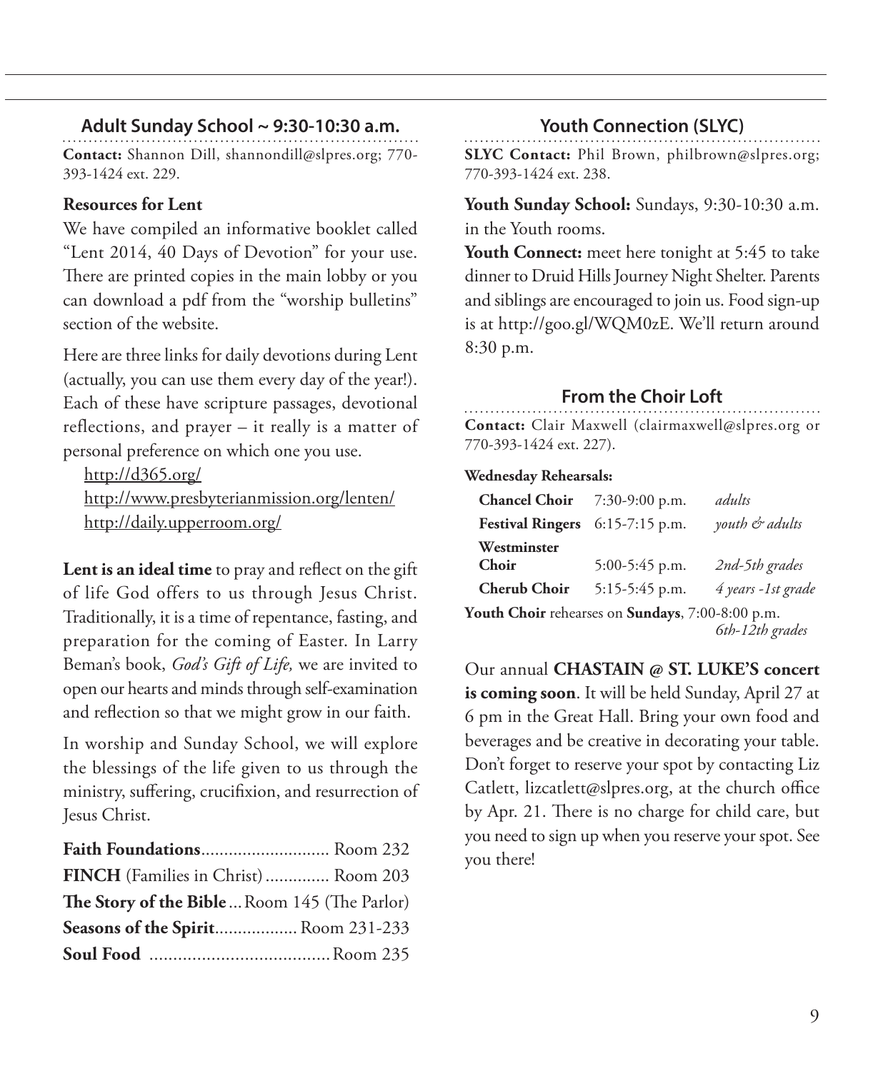## Adult Sunday School ~ 9:30-10:30 a.m.

**Contact:** Shannon Dill, shannondill@slpres.org; 770-393-1424 ext. 229.

**Resources for Lent**

We have compiled an informative booklet called "Lent 2014, 40 Days of Devotion" for your use. There are printed copies in the main lobby or you can download a pdf from the "worship bulletins" section of the website.

Here are three links for daily devotions during Lent (actually, you can use them every day of the year!). Each of these have scripture passages, devotional reflections, and prayer – it really is a matter of personal preference on which one you use.

http://d365.org/
http://www.presbyterianmission.org/lenten/
http://daily.upperroom.org/

**Lent is an ideal time** to pray and reflect on the gift of life God offers to us through Jesus Christ. Traditionally, it is a time of repentance, fasting, and preparation for the coming of Easter. In Larry Beman's book, *God's Gift of Life,* we are invited to open our hearts and minds through self-examination and reflection so that we might grow in our faith.

In worship and Sunday School, we will explore the blessings of the life given to us through the ministry, suffering, crucifixion, and resurrection of Jesus Christ.

| | |
|---|---|
| **Faith Foundations** | Room 232 |
| **FINCH** (Families in Christ) | Room 203 |
| **The Story of the Bible** | Room 145 (The Parlor) |
| **Seasons of the Spirit** | Room 231-233 |
| **Soul Food** | Room 235 |

## Youth Connection (SLYC)

**SLYC Contact:** Phil Brown, philbrown@slpres.org; 770-393-1424 ext. 238.

**Youth Sunday School:** Sundays, 9:30-10:30 a.m. in the Youth rooms.

**Youth Connect:** meet here tonight at 5:45 to take dinner to Druid Hills Journey Night Shelter. Parents and siblings are encouraged to join us. Food sign-up is at http://goo.gl/WQM0zE. We'll return around 8:30 p.m.

## From the Choir Loft

**Contact:** Clair Maxwell (clairmaxwell@slpres.org or 770-393-1424 ext. 227).

**Wednesday Rehearsals:**

| | | |
|---|---|---|
| **Chancel Choir** | 7:30-9:00 p.m. | *adults* |
| **Festival Ringers** | 6:15-7:15 p.m. | *youth & adults* |
| **Westminster Choir** | 5:00-5:45 p.m. | *2nd-5th grades* |
| **Cherub Choir** | 5:15-5:45 p.m. | *4 years -1st grade* |

**Youth Choir** rehearses on **Sundays**, 7:00-8:00 p.m. *6th-12th grades*

Our annual **CHASTAIN @ ST. LUKE'S concert is coming soon**. It will be held Sunday, April 27 at 6 pm in the Great Hall. Bring your own food and beverages and be creative in decorating your table. Don't forget to reserve your spot by contacting Liz Catlett, lizcatlett@slpres.org, at the church office by Apr. 21. There is no charge for child care, but you need to sign up when you reserve your spot. See you there!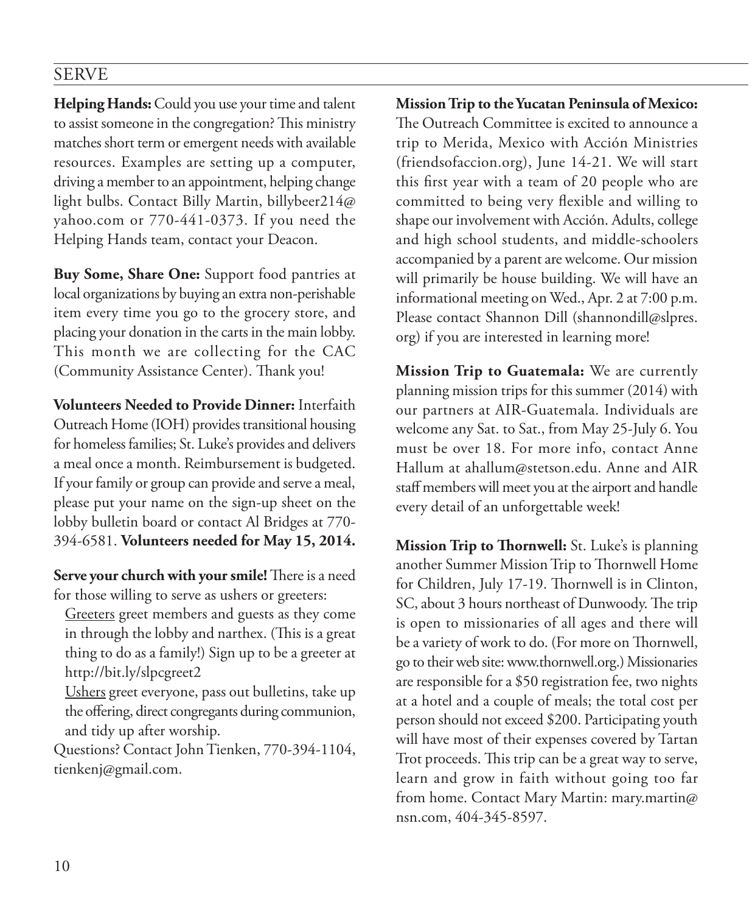## SERVE

**Helping Hands:** Could you use your time and talent to assist someone in the congregation? This ministry matches short term or emergent needs with available resources. Examples are setting up a computer, driving a member to an appointment, helping change light bulbs. Contact Billy Martin, billybeer214@yahoo.com or 770-441-0373. If you need the Helping Hands team, contact your Deacon.

**Buy Some, Share One:** Support food pantries at local organizations by buying an extra non-perishable item every time you go to the grocery store, and placing your donation in the carts in the main lobby. This month we are collecting for the CAC (Community Assistance Center). Thank you!

**Volunteers Needed to Provide Dinner:** Interfaith Outreach Home (IOH) provides transitional housing for homeless families; St. Luke's provides and delivers a meal once a month. Reimbursement is budgeted. If your family or group can provide and serve a meal, please put your name on the sign-up sheet on the lobby bulletin board or contact Al Bridges at 770-394-6581. **Volunteers needed for May 15, 2014.**

**Serve your church with your smile!** There is a need for those willing to serve as ushers or greeters:

<u>Greeters</u> greet members and guests as they come in through the lobby and narthex. (This is a great thing to do as a family!) Sign up to be a greeter at http://bit.ly/slpcgreet2

<u>Ushers</u> greet everyone, pass out bulletins, take up the offering, direct congregants during communion, and tidy up after worship.

Questions? Contact John Tienken, 770-394-1104, tienkenj@gmail.com.

**Mission Trip to the Yucatan Peninsula of Mexico:** The Outreach Committee is excited to announce a trip to Merida, Mexico with Acción Ministries (friendsofaccion.org), June 14-21. We will start this first year with a team of 20 people who are committed to being very flexible and willing to shape our involvement with Acción. Adults, college and high school students, and middle-schoolers accompanied by a parent are welcome. Our mission will primarily be house building. We will have an informational meeting on Wed., Apr. 2 at 7:00 p.m. Please contact Shannon Dill (shannondill@slpres.org) if you are interested in learning more!

**Mission Trip to Guatemala:** We are currently planning mission trips for this summer (2014) with our partners at AIR-Guatemala. Individuals are welcome any Sat. to Sat., from May 25-July 6. You must be over 18. For more info, contact Anne Hallum at ahallum@stetson.edu. Anne and AIR staff members will meet you at the airport and handle every detail of an unforgettable week!

**Mission Trip to Thornwell:** St. Luke's is planning another Summer Mission Trip to Thornwell Home for Children, July 17-19. Thornwell is in Clinton, SC, about 3 hours northeast of Dunwoody. The trip is open to missionaries of all ages and there will be a variety of work to do. (For more on Thornwell, go to their web site: www.thornwell.org.) Missionaries are responsible for a $50 registration fee, two nights at a hotel and a couple of meals; the total cost per person should not exceed $200. Participating youth will have most of their expenses covered by Tartan Trot proceeds. This trip can be a great way to serve, learn and grow in faith without going too far from home. Contact Mary Martin: mary.martin@nsn.com, 404-345-8597.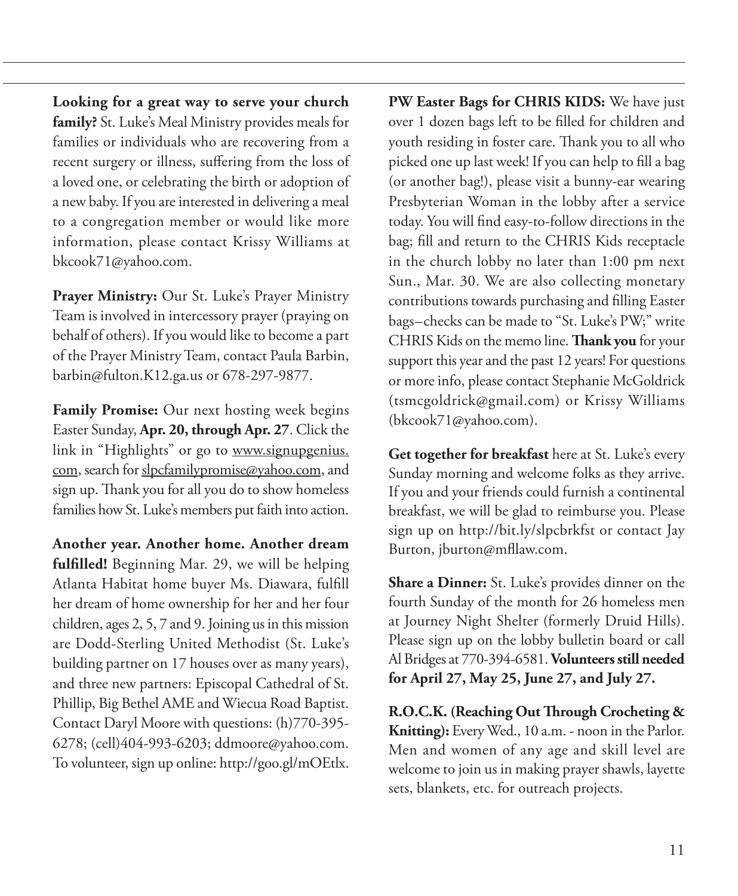**Looking for a great way to serve your church family?** St. Luke's Meal Ministry provides meals for families or individuals who are recovering from a recent surgery or illness, suffering from the loss of a loved one, or celebrating the birth or adoption of a new baby. If you are interested in delivering a meal to a congregation member or would like more information, please contact Krissy Williams at bkcook71@yahoo.com.

**Prayer Ministry:** Our St. Luke's Prayer Ministry Team is involved in intercessory prayer (praying on behalf of others). If you would like to become a part of the Prayer Ministry Team, contact Paula Barbin, barbin@fulton.K12.ga.us or 678-297-9877.

**Family Promise:** Our next hosting week begins Easter Sunday, **Apr. 20, through Apr. 27**. Click the link in "Highlights" or go to www.signupgenius.com, search for slpcfamilypromise@yahoo.com, and sign up. Thank you for all you do to show homeless families how St. Luke's members put faith into action.

**Another year. Another home. Another dream fulfilled!** Beginning Mar. 29, we will be helping Atlanta Habitat home buyer Ms. Diawara, fulfill her dream of home ownership for her and her four children, ages 2, 5, 7 and 9. Joining us in this mission are Dodd-Sterling United Methodist (St. Luke's building partner on 17 houses over as many years), and three new partners: Episcopal Cathedral of St. Phillip, Big Bethel AME and Wiecua Road Baptist. Contact Daryl Moore with questions: (h)770-395-6278; (cell)404-993-6203; ddmoore@yahoo.com. To volunteer, sign up online: http://goo.gl/mOEtlx.

**PW Easter Bags for CHRIS KIDS:** We have just over 1 dozen bags left to be filled for children and youth residing in foster care. Thank you to all who picked one up last week! If you can help to fill a bag (or another bag!), please visit a bunny-ear wearing Presbyterian Woman in the lobby after a service today. You will find easy-to-follow directions in the bag; fill and return to the CHRIS Kids receptacle in the church lobby no later than 1:00 pm next Sun., Mar. 30. We are also collecting monetary contributions towards purchasing and filling Easter bags–checks can be made to "St. Luke's PW;" write CHRIS Kids on the memo line. **Thank you** for your support this year and the past 12 years! For questions or more info, please contact Stephanie McGoldrick (tsmcgoldrick@gmail.com) or Krissy Williams (bkcook71@yahoo.com).

**Get together for breakfast** here at St. Luke's every Sunday morning and welcome folks as they arrive. If you and your friends could furnish a continental breakfast, we will be glad to reimburse you. Please sign up on http://bit.ly/slpcbrkfst or contact Jay Burton, jburton@mfllaw.com.

**Share a Dinner:** St. Luke's provides dinner on the fourth Sunday of the month for 26 homeless men at Journey Night Shelter (formerly Druid Hills). Please sign up on the lobby bulletin board or call Al Bridges at 770-394-6581. **Volunteers still needed for April 27, May 25, June 27, and July 27.**

**R.O.C.K. (Reaching Out Through Crocheting & Knitting):** Every Wed., 10 a.m. - noon in the Parlor. Men and women of any age and skill level are welcome to join us in making prayer shawls, layette sets, blankets, etc. for outreach projects.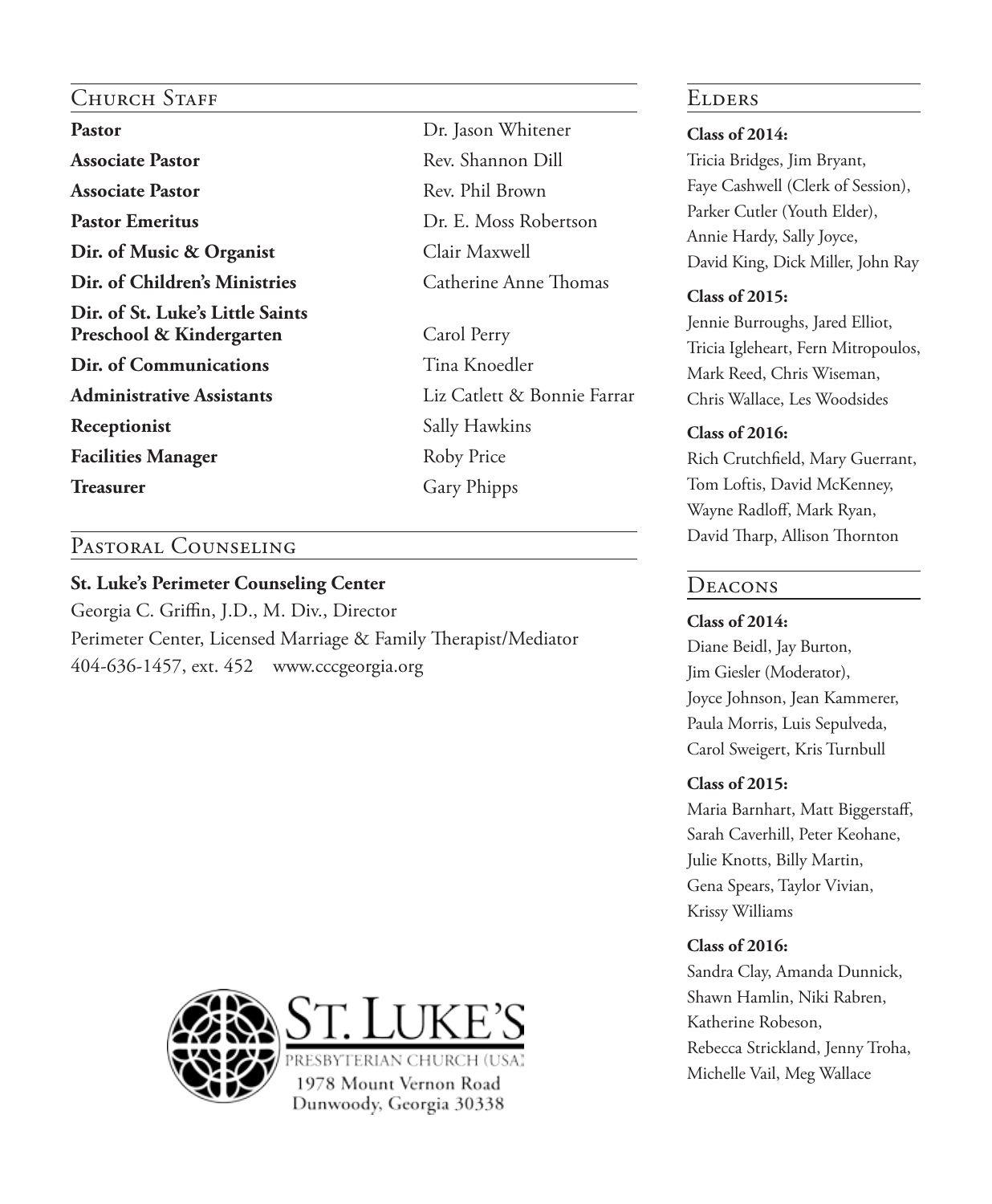## Church Staff

| | |
|---|---|
| **Pastor** | Dr. Jason Whitener |
| **Associate Pastor** | Rev. Shannon Dill |
| **Associate Pastor** | Rev. Phil Brown |
| **Pastor Emeritus** | Dr. E. Moss Robertson |
| **Dir. of Music & Organist** | Clair Maxwell |
| **Dir. of Children's Ministries** | Catherine Anne Thomas |
| **Dir. of St. Luke's Little Saints Preschool & Kindergarten** | Carol Perry |
| **Dir. of Communications** | Tina Knoedler |
| **Administrative Assistants** | Liz Catlett & Bonnie Farrar |
| **Receptionist** | Sally Hawkins |
| **Facilities Manager** | Roby Price |
| **Treasurer** | Gary Phipps |

## Pastoral Counseling

**St. Luke's Perimeter Counseling Center**
Georgia C. Griffin, J.D., M. Div., Director
Perimeter Center, Licensed Marriage & Family Therapist/Mediator
404-636-1457, ext. 452 www.cccgeorgia.org

St. Luke's
Presbyterian Church (USA)
1978 Mount Vernon Road
Dunwoody, Georgia 30338

## Elders

**Class of 2014:**
Tricia Bridges, Jim Bryant, Faye Cashwell (Clerk of Session), Parker Cutler (Youth Elder), Annie Hardy, Sally Joyce, David King, Dick Miller, John Ray

**Class of 2015:**
Jennie Burroughs, Jared Elliot, Tricia Igleheart, Fern Mitropoulos, Mark Reed, Chris Wiseman, Chris Wallace, Les Woodsides

**Class of 2016:**
Rich Crutchfield, Mary Guerrant, Tom Loftis, David McKenney, Wayne Radloff, Mark Ryan, David Tharp, Allison Thornton

## Deacons

**Class of 2014:**
Diane Beidl, Jay Burton, Jim Giesler (Moderator), Joyce Johnson, Jean Kammerer, Paula Morris, Luis Sepulveda, Carol Sweigert, Kris Turnbull

**Class of 2015:**
Maria Barnhart, Matt Biggerstaff, Sarah Caverhill, Peter Keohane, Julie Knotts, Billy Martin, Gena Spears, Taylor Vivian, Krissy Williams

**Class of 2016:**
Sandra Clay, Amanda Dunnick, Shawn Hamlin, Niki Rabren, Katherine Robeson, Rebecca Strickland, Jenny Troha, Michelle Vail, Meg Wallace